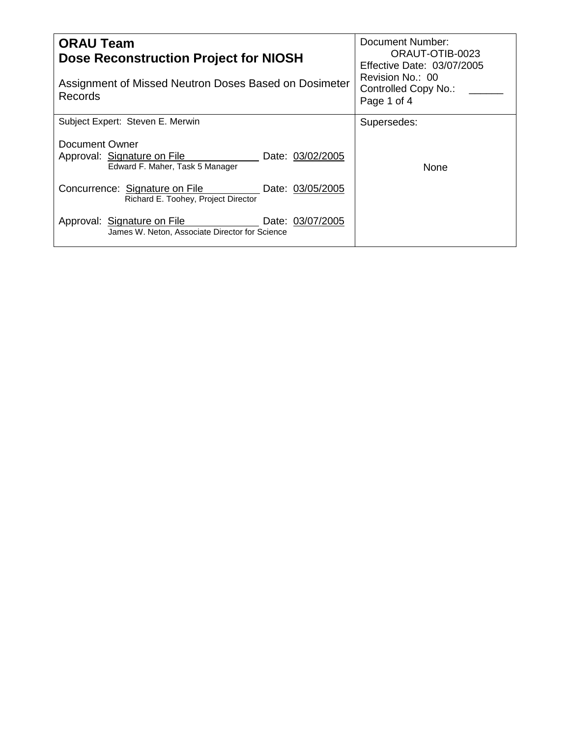| **ORAU Team**<br>**Dose Reconstruction Project for NIOSH**<br><br>Assignment of Missed Neutron Doses Based on Dosimeter Records | Document Number: ORAUT-OTIB-0023<br>Effective Date: 03/07/2005<br>Revision No.: 00<br>Controlled Copy No.: ______<br>Page 1 of 4 |
|---|---|
| Subject Expert: Steven E. Merwin<br><br>Document Owner<br>Approval: Signature on File Date: 03/02/2005<br>Edward F. Maher, Task 5 Manager<br><br>Concurrence: Signature on File Date: 03/05/2005<br>Richard E. Toohey, Project Director<br><br>Approval: Signature on File Date: 03/07/2005<br>James W. Neton, Associate Director for Science | Supersedes:<br><br>None |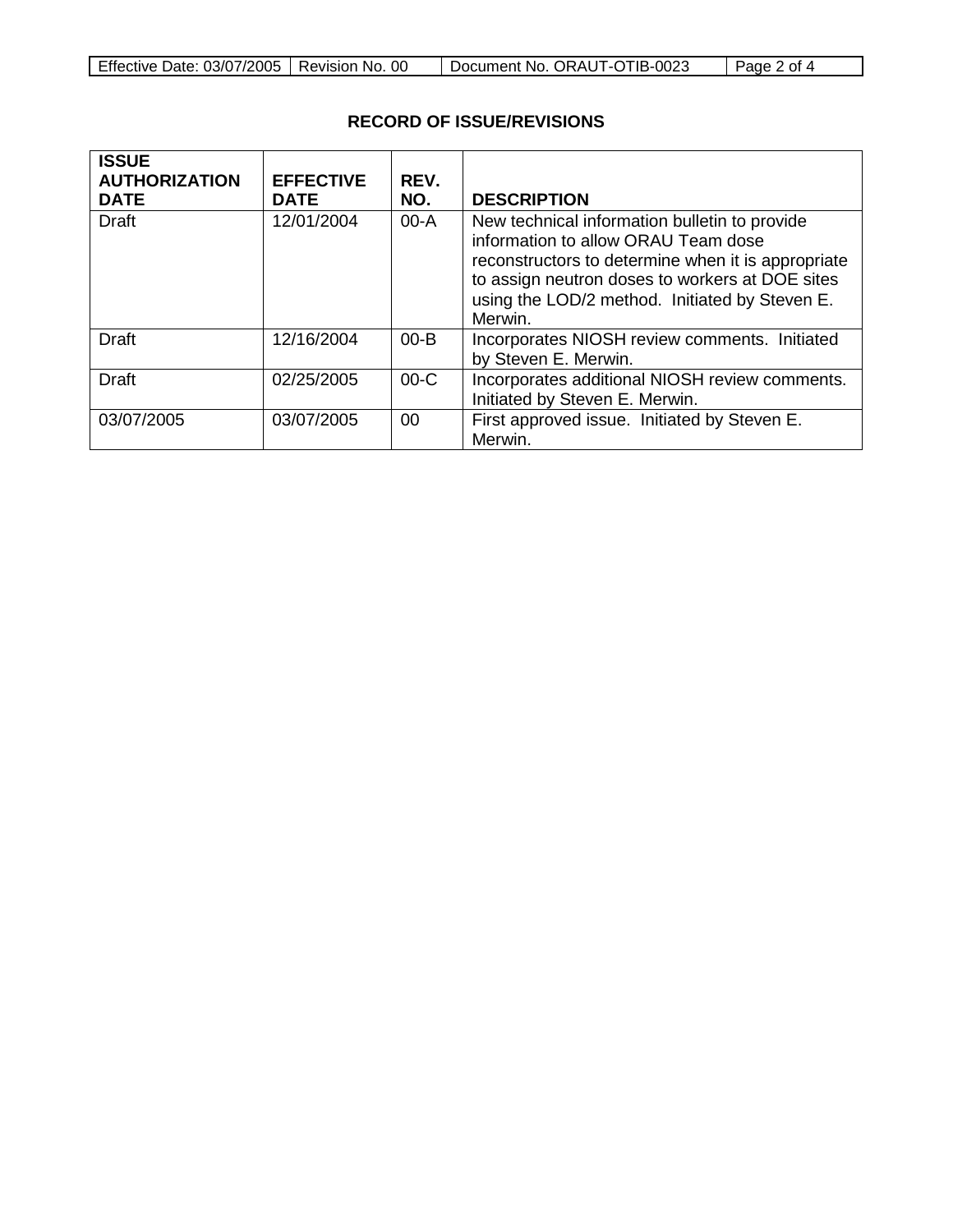## RECORD OF ISSUE/REVISIONS

| ISSUE AUTHORIZATION DATE | EFFECTIVE DATE | REV. NO. | DESCRIPTION |
|---|---|---|---|
| Draft | 12/01/2004 | 00-A | New technical information bulletin to provide information to allow ORAU Team dose reconstructors to determine when it is appropriate to assign neutron doses to workers at DOE sites using the LOD/2 method. Initiated by Steven E. Merwin. |
| Draft | 12/16/2004 | 00-B | Incorporates NIOSH review comments. Initiated by Steven E. Merwin. |
| Draft | 02/25/2005 | 00-C | Incorporates additional NIOSH review comments. Initiated by Steven E. Merwin. |
| 03/07/2005 | 03/07/2005 | 00 | First approved issue. Initiated by Steven E. Merwin. |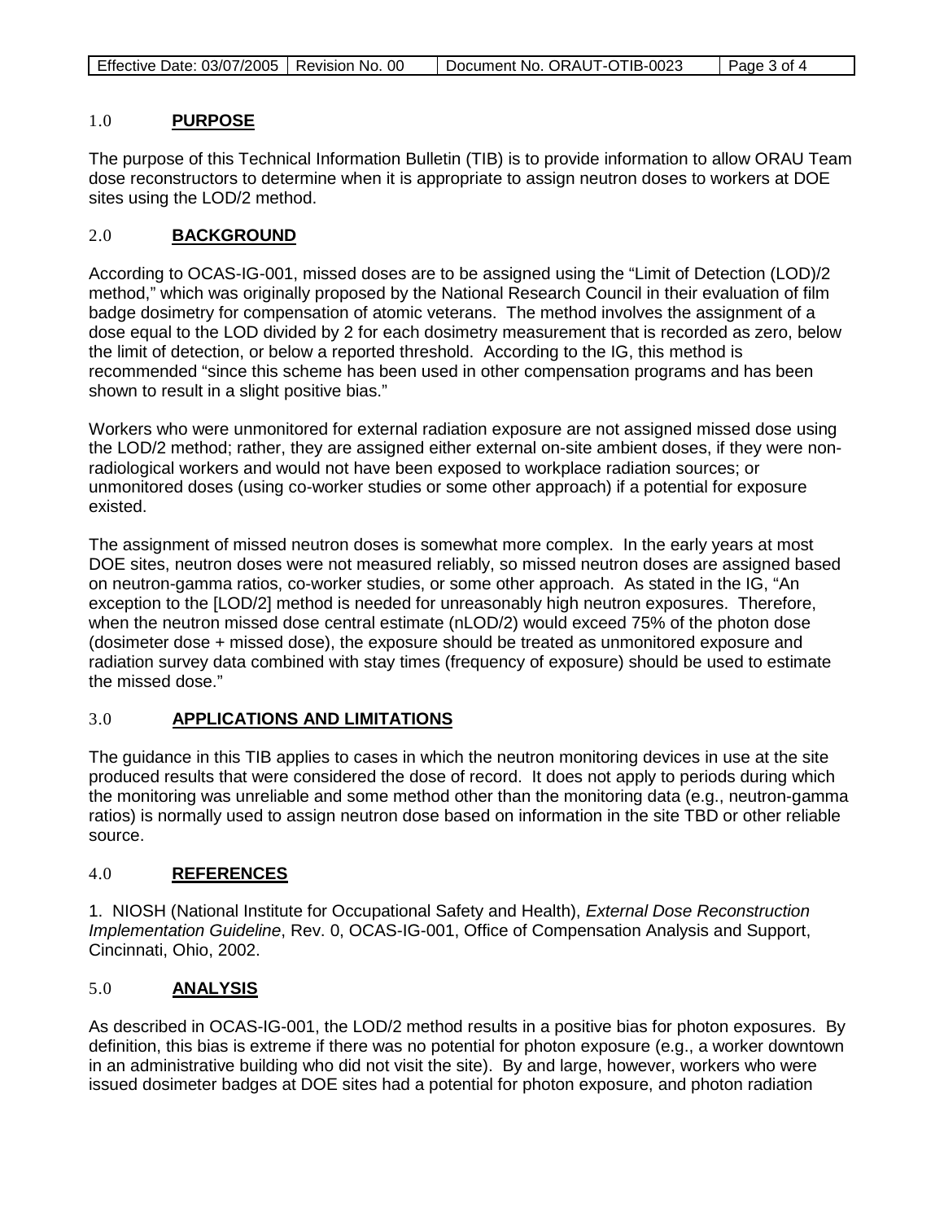## 1.0 PURPOSE

The purpose of this Technical Information Bulletin (TIB) is to provide information to allow ORAU Team dose reconstructors to determine when it is appropriate to assign neutron doses to workers at DOE sites using the LOD/2 method.

## 2.0 BACKGROUND

According to OCAS-IG-001, missed doses are to be assigned using the "Limit of Detection (LOD)/2 method," which was originally proposed by the National Research Council in their evaluation of film badge dosimetry for compensation of atomic veterans. The method involves the assignment of a dose equal to the LOD divided by 2 for each dosimetry measurement that is recorded as zero, below the limit of detection, or below a reported threshold. According to the IG, this method is recommended "since this scheme has been used in other compensation programs and has been shown to result in a slight positive bias."

Workers who were unmonitored for external radiation exposure are not assigned missed dose using the LOD/2 method; rather, they are assigned either external on-site ambient doses, if they were non-radiological workers and would not have been exposed to workplace radiation sources; or unmonitored doses (using co-worker studies or some other approach) if a potential for exposure existed.

The assignment of missed neutron doses is somewhat more complex. In the early years at most DOE sites, neutron doses were not measured reliably, so missed neutron doses are assigned based on neutron-gamma ratios, co-worker studies, or some other approach. As stated in the IG, "An exception to the [LOD/2] method is needed for unreasonably high neutron exposures. Therefore, when the neutron missed dose central estimate (nLOD/2) would exceed 75% of the photon dose (dosimeter dose + missed dose), the exposure should be treated as unmonitored exposure and radiation survey data combined with stay times (frequency of exposure) should be used to estimate the missed dose."

## 3.0 APPLICATIONS AND LIMITATIONS

The guidance in this TIB applies to cases in which the neutron monitoring devices in use at the site produced results that were considered the dose of record. It does not apply to periods during which the monitoring was unreliable and some method other than the monitoring data (e.g., neutron-gamma ratios) is normally used to assign neutron dose based on information in the site TBD or other reliable source.

## 4.0 REFERENCES

1. NIOSH (National Institute for Occupational Safety and Health), *External Dose Reconstruction Implementation Guideline*, Rev. 0, OCAS-IG-001, Office of Compensation Analysis and Support, Cincinnati, Ohio, 2002.

## 5.0 ANALYSIS

As described in OCAS-IG-001, the LOD/2 method results in a positive bias for photon exposures. By definition, this bias is extreme if there was no potential for photon exposure (e.g., a worker downtown in an administrative building who did not visit the site). By and large, however, workers who were issued dosimeter badges at DOE sites had a potential for photon exposure, and photon radiation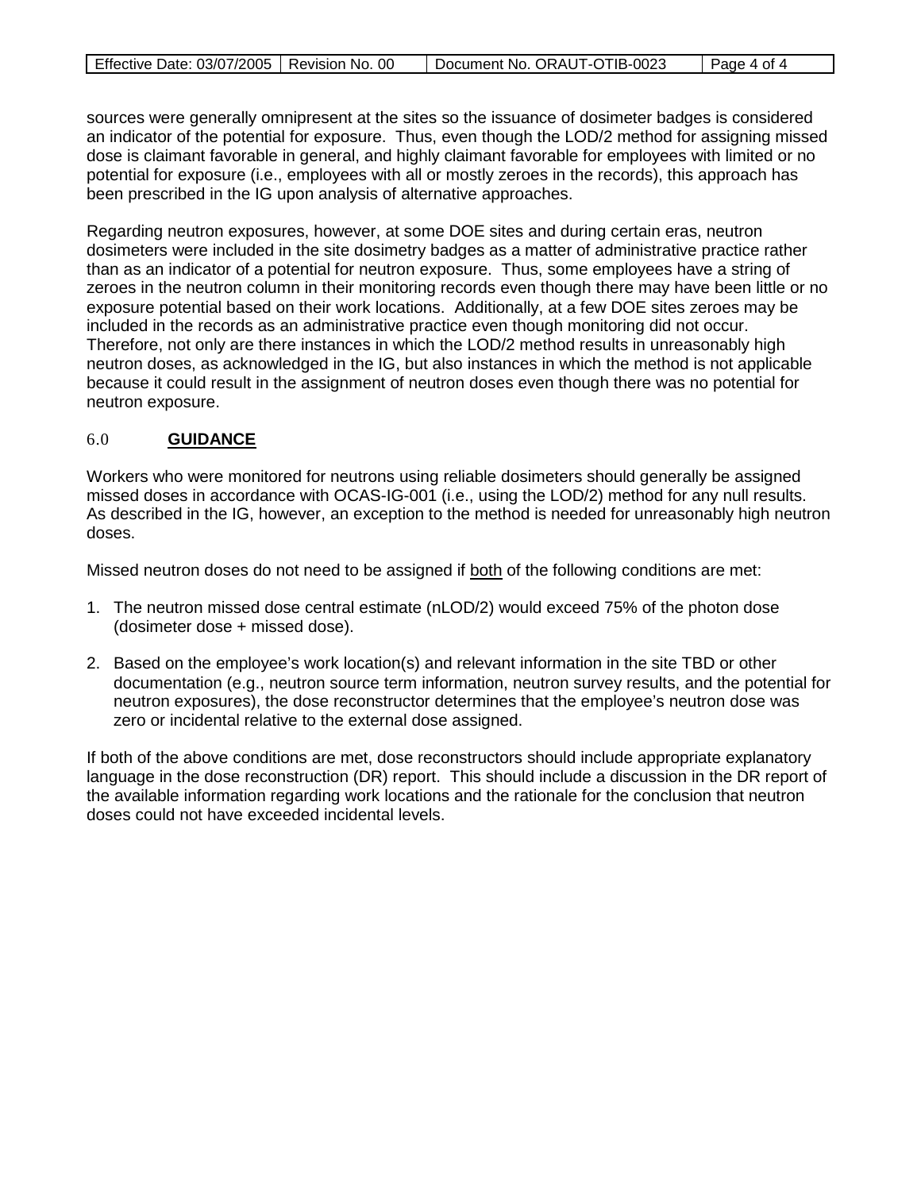sources were generally omnipresent at the sites so the issuance of dosimeter badges is considered an indicator of the potential for exposure. Thus, even though the LOD/2 method for assigning missed dose is claimant favorable in general, and highly claimant favorable for employees with limited or no potential for exposure (i.e., employees with all or mostly zeroes in the records), this approach has been prescribed in the IG upon analysis of alternative approaches.

Regarding neutron exposures, however, at some DOE sites and during certain eras, neutron dosimeters were included in the site dosimetry badges as a matter of administrative practice rather than as an indicator of a potential for neutron exposure. Thus, some employees have a string of zeroes in the neutron column in their monitoring records even though there may have been little or no exposure potential based on their work locations. Additionally, at a few DOE sites zeroes may be included in the records as an administrative practice even though monitoring did not occur. Therefore, not only are there instances in which the LOD/2 method results in unreasonably high neutron doses, as acknowledged in the IG, but also instances in which the method is not applicable because it could result in the assignment of neutron doses even though there was no potential for neutron exposure.

## 6.0 **GUIDANCE**

Workers who were monitored for neutrons using reliable dosimeters should generally be assigned missed doses in accordance with OCAS-IG-001 (i.e., using the LOD/2) method for any null results. As described in the IG, however, an exception to the method is needed for unreasonably high neutron doses.

Missed neutron doses do not need to be assigned if both of the following conditions are met:

1. The neutron missed dose central estimate (nLOD/2) would exceed 75% of the photon dose (dosimeter dose + missed dose).
2. Based on the employee's work location(s) and relevant information in the site TBD or other documentation (e.g., neutron source term information, neutron survey results, and the potential for neutron exposures), the dose reconstructor determines that the employee's neutron dose was zero or incidental relative to the external dose assigned.

If both of the above conditions are met, dose reconstructors should include appropriate explanatory language in the dose reconstruction (DR) report. This should include a discussion in the DR report of the available information regarding work locations and the rationale for the conclusion that neutron doses could not have exceeded incidental levels.